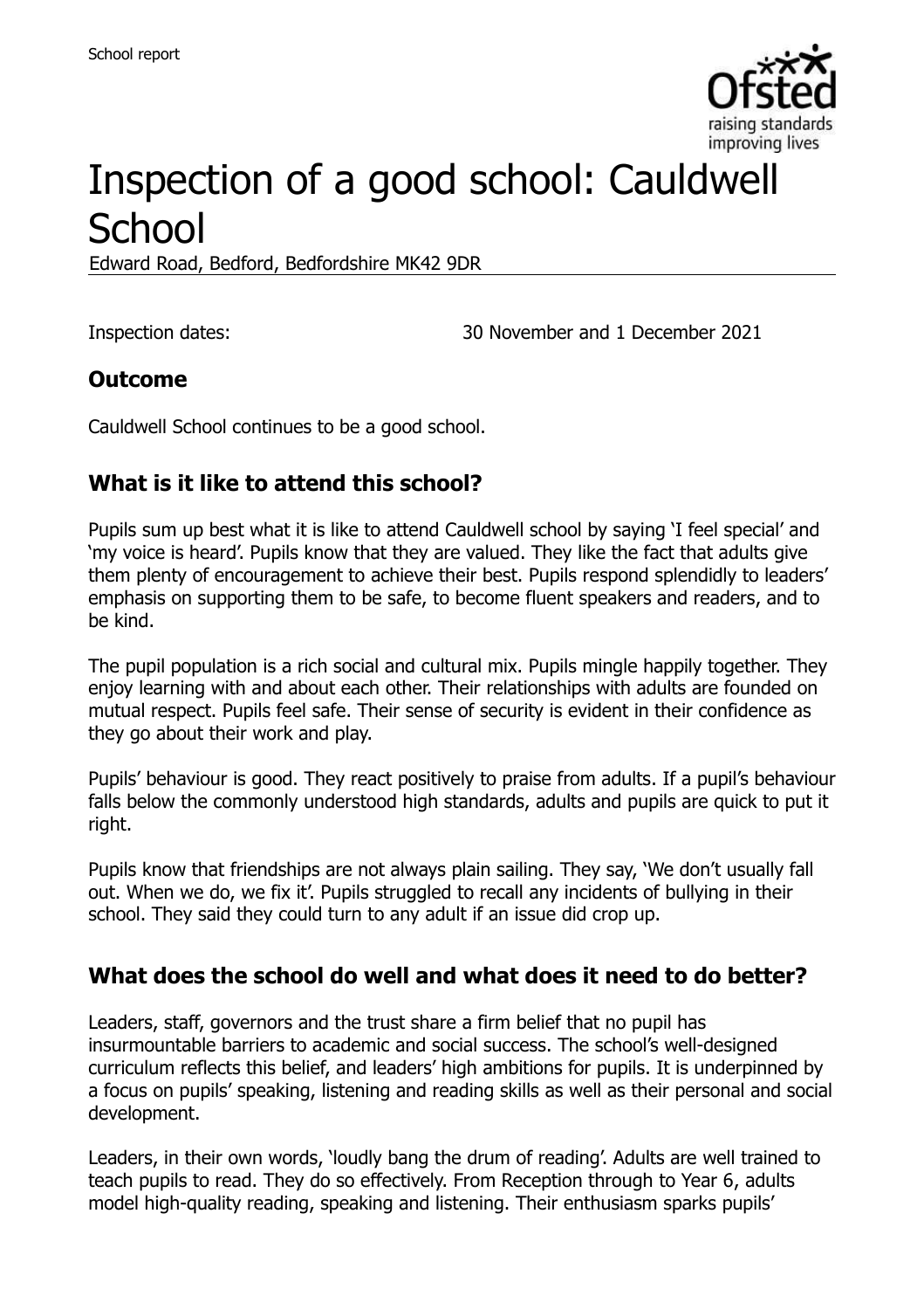# Inspection of a good school: Cauldwell School

Edward Road, Bedford, Bedfordshire MK42 9DR

Inspection dates: 30 November and 1 December 2021

## Outcome

Cauldwell School continues to be a good school.

## What is it like to attend this school?

Pupils sum up best what it is like to attend Cauldwell school by saying 'I feel special' and 'my voice is heard'. Pupils know that they are valued. They like the fact that adults give them plenty of encouragement to achieve their best. Pupils respond splendidly to leaders' emphasis on supporting them to be safe, to become fluent speakers and readers, and to be kind.

The pupil population is a rich social and cultural mix. Pupils mingle happily together. They enjoy learning with and about each other. Their relationships with adults are founded on mutual respect. Pupils feel safe. Their sense of security is evident in their confidence as they go about their work and play.

Pupils' behaviour is good. They react positively to praise from adults. If a pupil's behaviour falls below the commonly understood high standards, adults and pupils are quick to put it right.

Pupils know that friendships are not always plain sailing. They say, 'We don't usually fall out. When we do, we fix it'. Pupils struggled to recall any incidents of bullying in their school. They said they could turn to any adult if an issue did crop up.

## What does the school do well and what does it need to do better?

Leaders, staff, governors and the trust share a firm belief that no pupil has insurmountable barriers to academic and social success. The school's well-designed curriculum reflects this belief, and leaders' high ambitions for pupils. It is underpinned by a focus on pupils' speaking, listening and reading skills as well as their personal and social development.

Leaders, in their own words, 'loudly bang the drum of reading'. Adults are well trained to teach pupils to read. They do so effectively. From Reception through to Year 6, adults model high-quality reading, speaking and listening. Their enthusiasm sparks pupils'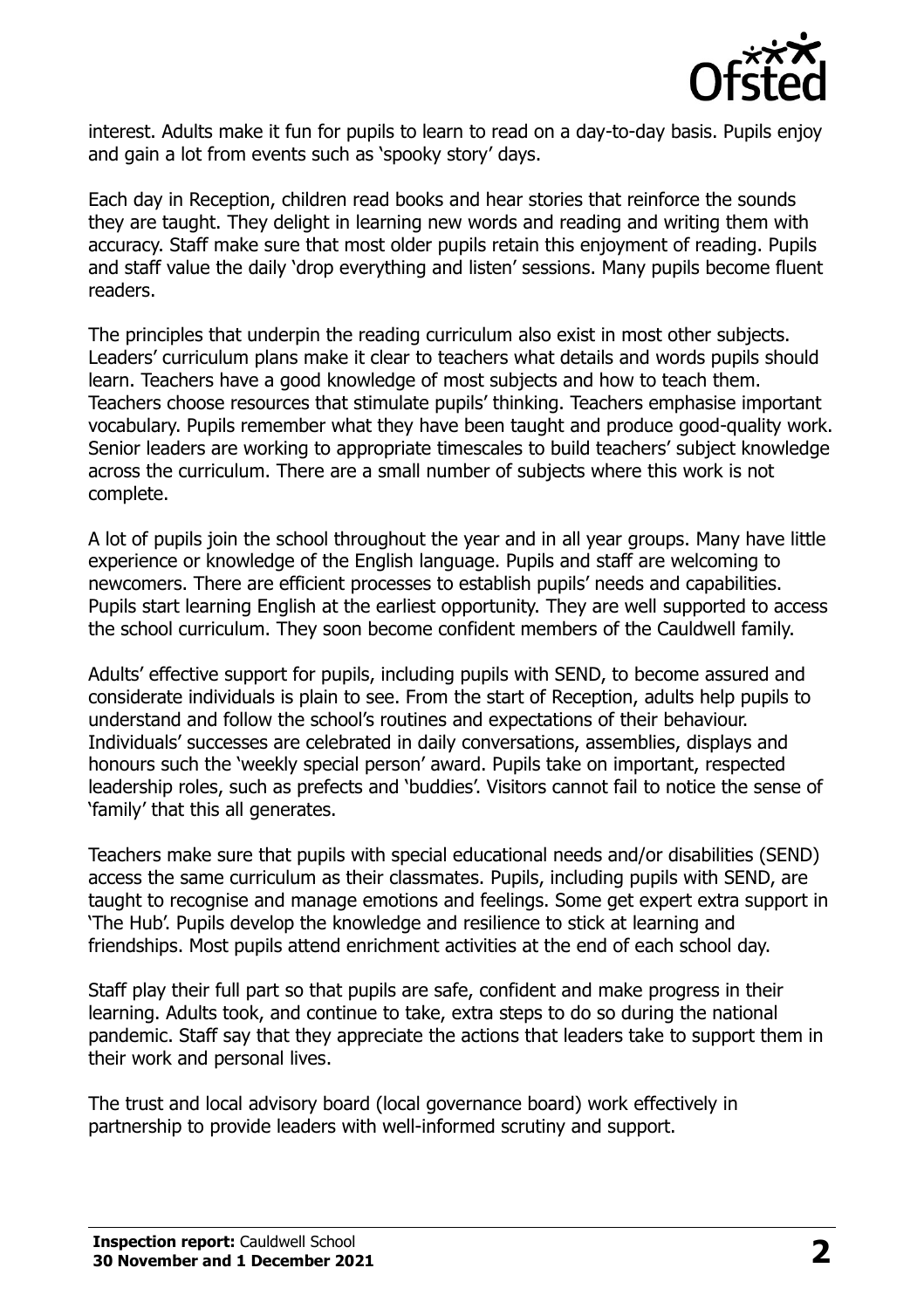interest. Adults make it fun for pupils to learn to read on a day-to-day basis. Pupils enjoy and gain a lot from events such as 'spooky story' days.

Each day in Reception, children read books and hear stories that reinforce the sounds they are taught. They delight in learning new words and reading and writing them with accuracy. Staff make sure that most older pupils retain this enjoyment of reading. Pupils and staff value the daily 'drop everything and listen' sessions. Many pupils become fluent readers.

The principles that underpin the reading curriculum also exist in most other subjects. Leaders' curriculum plans make it clear to teachers what details and words pupils should learn. Teachers have a good knowledge of most subjects and how to teach them. Teachers choose resources that stimulate pupils' thinking. Teachers emphasise important vocabulary. Pupils remember what they have been taught and produce good-quality work. Senior leaders are working to appropriate timescales to build teachers' subject knowledge across the curriculum. There are a small number of subjects where this work is not complete.

A lot of pupils join the school throughout the year and in all year groups. Many have little experience or knowledge of the English language. Pupils and staff are welcoming to newcomers. There are efficient processes to establish pupils' needs and capabilities. Pupils start learning English at the earliest opportunity. They are well supported to access the school curriculum. They soon become confident members of the Cauldwell family.

Adults' effective support for pupils, including pupils with SEND, to become assured and considerate individuals is plain to see. From the start of Reception, adults help pupils to understand and follow the school's routines and expectations of their behaviour. Individuals' successes are celebrated in daily conversations, assemblies, displays and honours such the 'weekly special person' award. Pupils take on important, respected leadership roles, such as prefects and 'buddies'. Visitors cannot fail to notice the sense of 'family' that this all generates.

Teachers make sure that pupils with special educational needs and/or disabilities (SEND) access the same curriculum as their classmates. Pupils, including pupils with SEND, are taught to recognise and manage emotions and feelings. Some get expert extra support in 'The Hub'. Pupils develop the knowledge and resilience to stick at learning and friendships. Most pupils attend enrichment activities at the end of each school day.

Staff play their full part so that pupils are safe, confident and make progress in their learning. Adults took, and continue to take, extra steps to do so during the national pandemic. Staff say that they appreciate the actions that leaders take to support them in their work and personal lives.

The trust and local advisory board (local governance board) work effectively in partnership to provide leaders with well-informed scrutiny and support.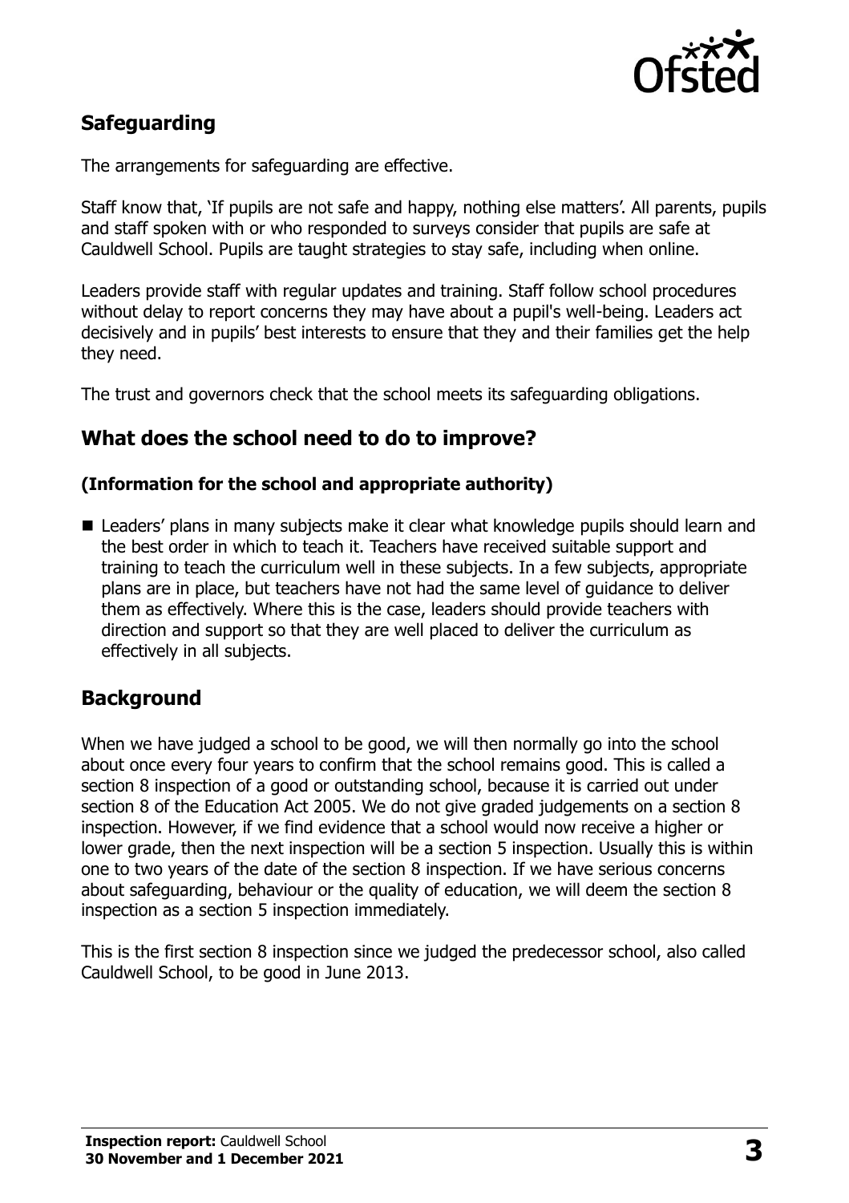## Safeguarding

The arrangements for safeguarding are effective.

Staff know that, 'If pupils are not safe and happy, nothing else matters'. All parents, pupils and staff spoken with or who responded to surveys consider that pupils are safe at Cauldwell School. Pupils are taught strategies to stay safe, including when online.

Leaders provide staff with regular updates and training. Staff follow school procedures without delay to report concerns they may have about a pupil's well-being. Leaders act decisively and in pupils' best interests to ensure that they and their families get the help they need.

The trust and governors check that the school meets its safeguarding obligations.

## What does the school need to do to improve?

### (Information for the school and appropriate authority)

- Leaders' plans in many subjects make it clear what knowledge pupils should learn and the best order in which to teach it. Teachers have received suitable support and training to teach the curriculum well in these subjects. In a few subjects, appropriate plans are in place, but teachers have not had the same level of guidance to deliver them as effectively. Where this is the case, leaders should provide teachers with direction and support so that they are well placed to deliver the curriculum as effectively in all subjects.

## Background

When we have judged a school to be good, we will then normally go into the school about once every four years to confirm that the school remains good. This is called a section 8 inspection of a good or outstanding school, because it is carried out under section 8 of the Education Act 2005. We do not give graded judgements on a section 8 inspection. However, if we find evidence that a school would now receive a higher or lower grade, then the next inspection will be a section 5 inspection. Usually this is within one to two years of the date of the section 8 inspection. If we have serious concerns about safeguarding, behaviour or the quality of education, we will deem the section 8 inspection as a section 5 inspection immediately.

This is the first section 8 inspection since we judged the predecessor school, also called Cauldwell School, to be good in June 2013.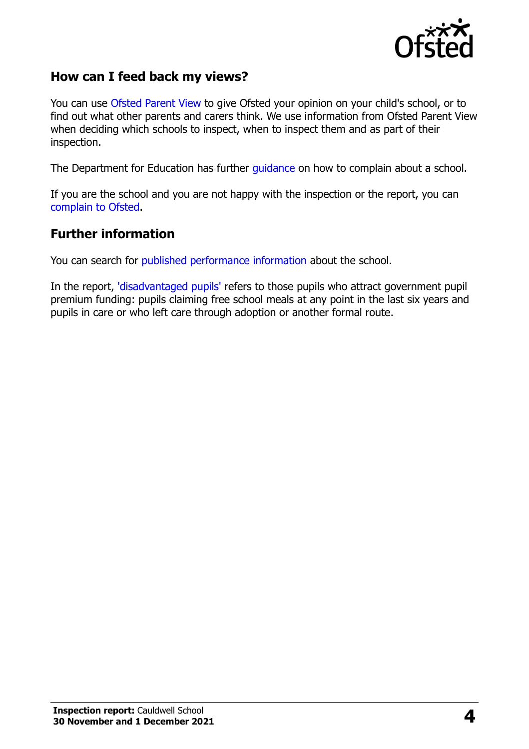## How can I feed back my views?

You can use Ofsted Parent View to give Ofsted your opinion on your child's school, or to find out what other parents and carers think. We use information from Ofsted Parent View when deciding which schools to inspect, when to inspect them and as part of their inspection.

The Department for Education has further guidance on how to complain about a school.

If you are the school and you are not happy with the inspection or the report, you can complain to Ofsted.

## Further information

You can search for published performance information about the school.

In the report, 'disadvantaged pupils' refers to those pupils who attract government pupil premium funding: pupils claiming free school meals at any point in the last six years and pupils in care or who left care through adoption or another formal route.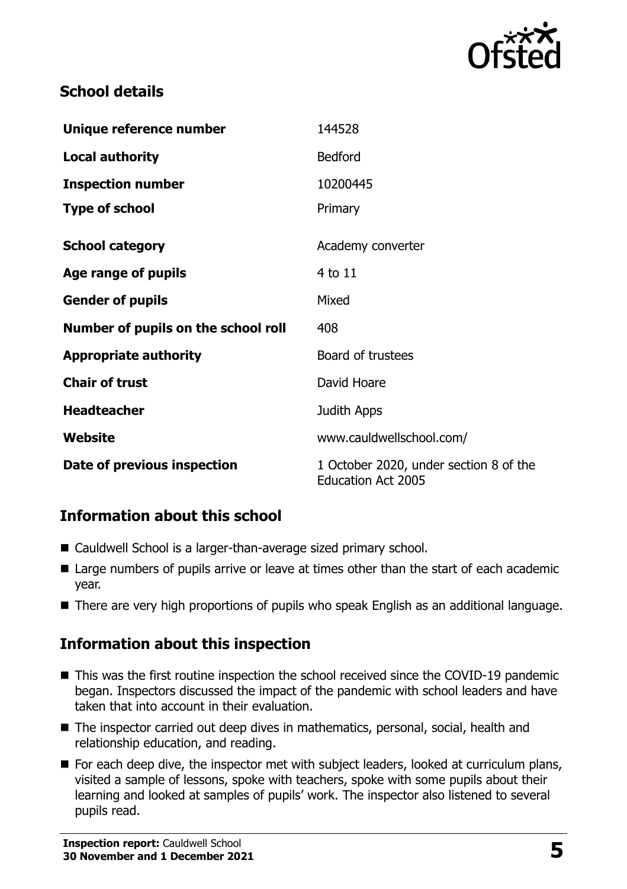## School details

| Unique reference number | 144528 |
| --- | --- |
| **Local authority** | Bedford |
| **Inspection number** | 10200445 |
| **Type of school** | Primary |
| **School category** | Academy converter |
| **Age range of pupils** | 4 to 11 |
| **Gender of pupils** | Mixed |
| **Number of pupils on the school roll** | 408 |
| **Appropriate authority** | Board of trustees |
| **Chair of trust** | David Hoare |
| **Headteacher** | Judith Apps |
| **Website** | www.cauldwellschool.com/ |
| **Date of previous inspection** | 1 October 2020, under section 8 of the Education Act 2005 |

## Information about this school

- Cauldwell School is a larger-than-average sized primary school.
- Large numbers of pupils arrive or leave at times other than the start of each academic year.
- There are very high proportions of pupils who speak English as an additional language.

## Information about this inspection

- This was the first routine inspection the school received since the COVID-19 pandemic began. Inspectors discussed the impact of the pandemic with school leaders and have taken that into account in their evaluation.
- The inspector carried out deep dives in mathematics, personal, social, health and relationship education, and reading.
- For each deep dive, the inspector met with subject leaders, looked at curriculum plans, visited a sample of lessons, spoke with teachers, spoke with some pupils about their learning and looked at samples of pupils' work. The inspector also listened to several pupils read.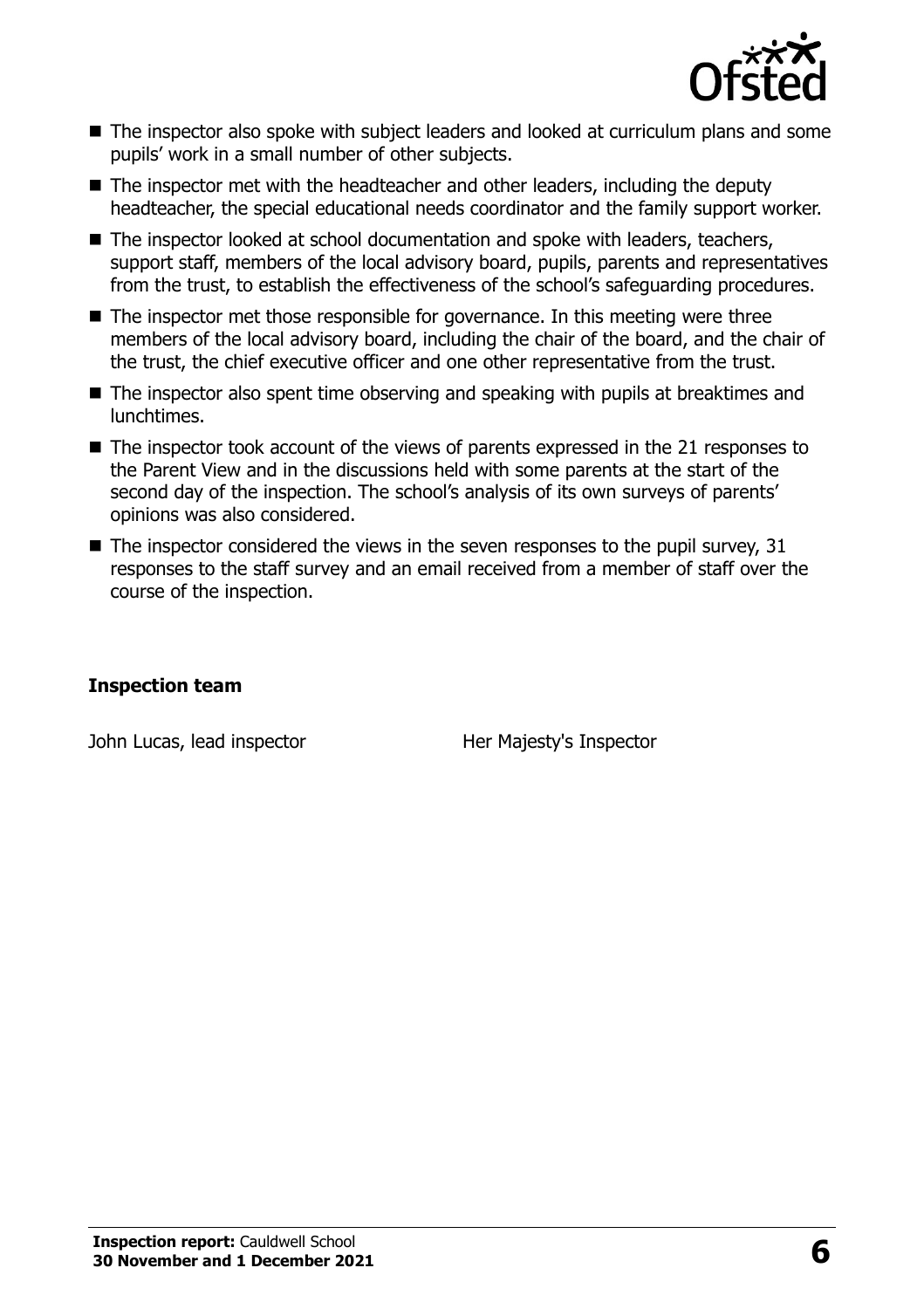- The inspector also spoke with subject leaders and looked at curriculum plans and some pupils' work in a small number of other subjects.
- The inspector met with the headteacher and other leaders, including the deputy headteacher, the special educational needs coordinator and the family support worker.
- The inspector looked at school documentation and spoke with leaders, teachers, support staff, members of the local advisory board, pupils, parents and representatives from the trust, to establish the effectiveness of the school's safeguarding procedures.
- The inspector met those responsible for governance. In this meeting were three members of the local advisory board, including the chair of the board, and the chair of the trust, the chief executive officer and one other representative from the trust.
- The inspector also spent time observing and speaking with pupils at breaktimes and lunchtimes.
- The inspector took account of the views of parents expressed in the 21 responses to the Parent View and in the discussions held with some parents at the start of the second day of the inspection. The school's analysis of its own surveys of parents' opinions was also considered.
- The inspector considered the views in the seven responses to the pupil survey, 31 responses to the staff survey and an email received from a member of staff over the course of the inspection.

### Inspection team

| | |
|---|---|
| John Lucas, lead inspector | Her Majesty's Inspector |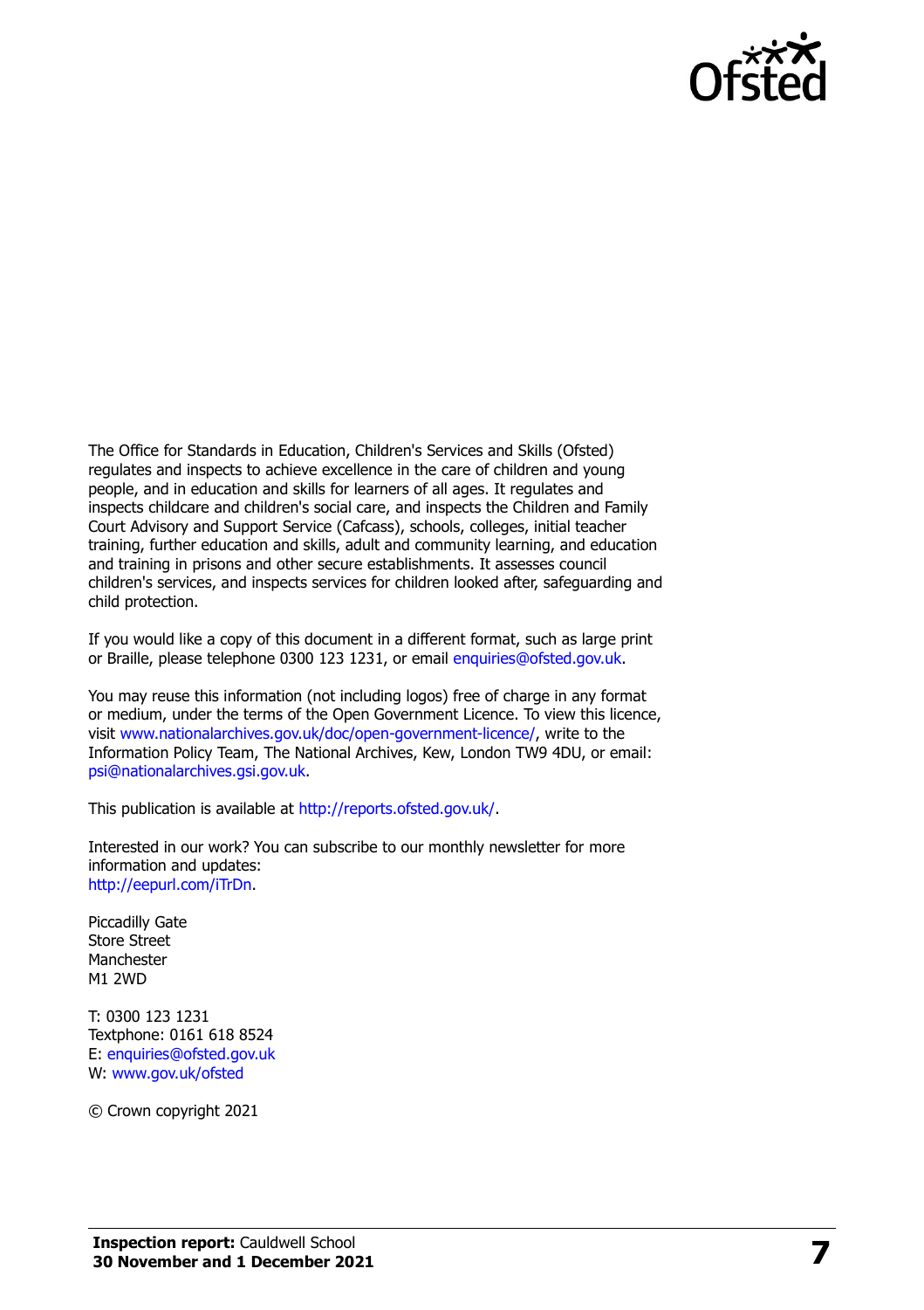The Office for Standards in Education, Children's Services and Skills (Ofsted) regulates and inspects to achieve excellence in the care of children and young people, and in education and skills for learners of all ages. It regulates and inspects childcare and children's social care, and inspects the Children and Family Court Advisory and Support Service (Cafcass), schools, colleges, initial teacher training, further education and skills, adult and community learning, and education and training in prisons and other secure establishments. It assesses council children's services, and inspects services for children looked after, safeguarding and child protection.

If you would like a copy of this document in a different format, such as large print or Braille, please telephone 0300 123 1231, or email enquiries@ofsted.gov.uk.

You may reuse this information (not including logos) free of charge in any format or medium, under the terms of the Open Government Licence. To view this licence, visit www.nationalarchives.gov.uk/doc/open-government-licence/, write to the Information Policy Team, The National Archives, Kew, London TW9 4DU, or email: psi@nationalarchives.gsi.gov.uk.

This publication is available at http://reports.ofsted.gov.uk/.

Interested in our work? You can subscribe to our monthly newsletter for more information and updates: http://eepurl.com/iTrDn.

Piccadilly Gate
Store Street
Manchester
M1 2WD

T: 0300 123 1231
Textphone: 0161 618 8524
E: enquiries@ofsted.gov.uk
W: www.gov.uk/ofsted

© Crown copyright 2021